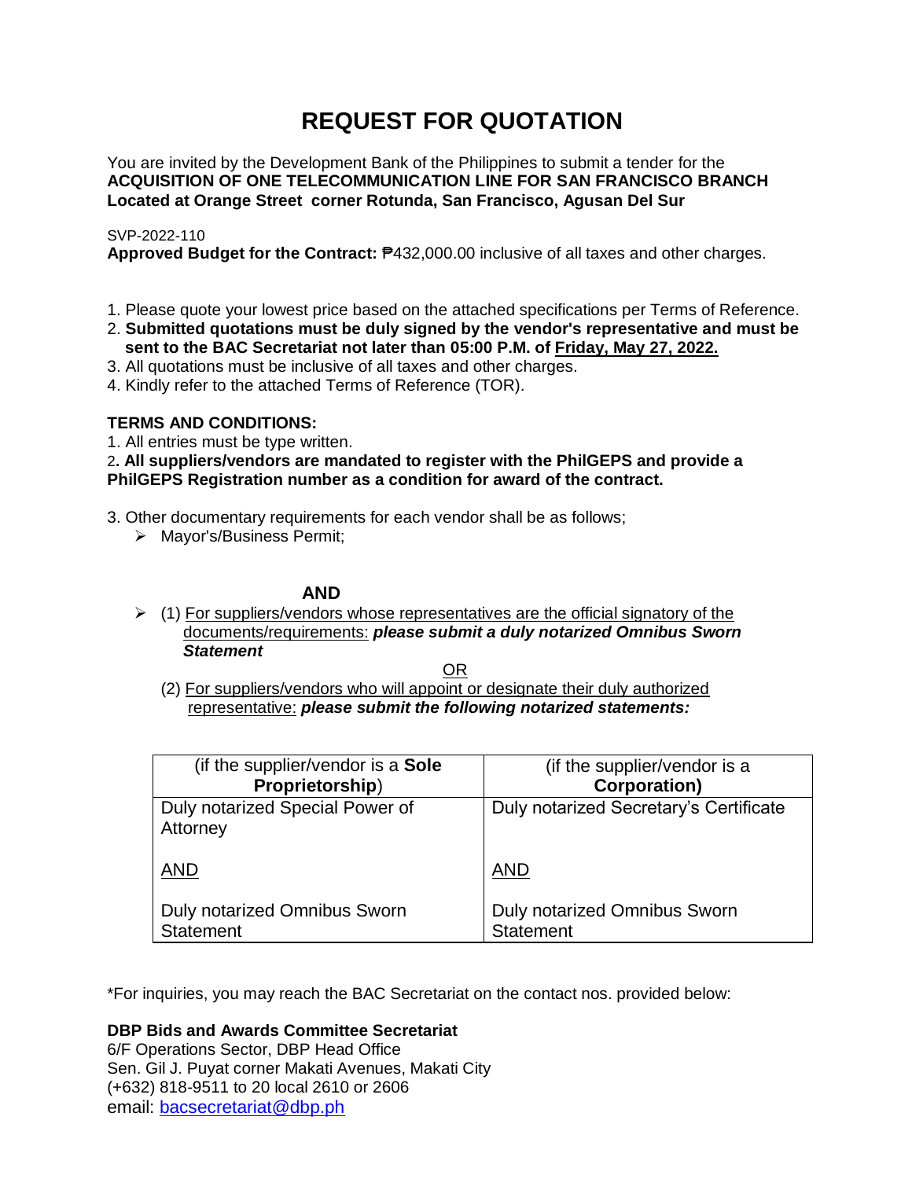# REQUEST FOR QUOTATION

You are invited by the Development Bank of the Philippines to submit a tender for the **ACQUISITION OF ONE TELECOMMUNICATION LINE FOR SAN FRANCISCO BRANCH Located at Orange Street corner Rotunda, San Francisco, Agusan Del Sur**

SVP-2022-110
**Approved Budget for the Contract:** ₱432,000.00 inclusive of all taxes and other charges.

1. Please quote your lowest price based on the attached specifications per Terms of Reference.
2. **Submitted quotations must be duly signed by the vendor's representative and must be sent to the BAC Secretariat not later than 05:00 P.M. of <u>Friday, May 27, 2022.</u>**
3. All quotations must be inclusive of all taxes and other charges.
4. Kindly refer to the attached Terms of Reference (TOR).

**TERMS AND CONDITIONS:**

1. All entries must be type written.
2. **All suppliers/vendors are mandated to register with the PhilGEPS and provide a PhilGEPS Registration number as a condition for award of the contract.**
3. Other documentary requirements for each vendor shall be as follows;
   - Mayor's/Business Permit;

**AND**

- (1) <u>For suppliers/vendors whose representatives are the official signatory of the documents/requirements:</u> ***please submit a duly notarized Omnibus Sworn Statement***

  <u>OR</u>

  (2) <u>For suppliers/vendors who will appoint or designate their duly authorized representative:</u> ***please submit the following notarized statements:***

| (if the supplier/vendor is a **Sole Proprietorship**) | (if the supplier/vendor is a **Corporation)** |
|---|---|
| Duly notarized Special Power of Attorney<br><br><u>AND</u><br><br>Duly notarized Omnibus Sworn Statement | Duly notarized Secretary's Certificate<br><br><u>AND</u><br><br>Duly notarized Omnibus Sworn Statement |

*For inquiries, you may reach the BAC Secretariat on the contact nos. provided below:

**DBP Bids and Awards Committee Secretariat**
6/F Operations Sector, DBP Head Office
Sen. Gil J. Puyat corner Makati Avenues, Makati City
(+632) 818-9511 to 20 local 2610 or 2606
email: bacsecretariat@dbp.ph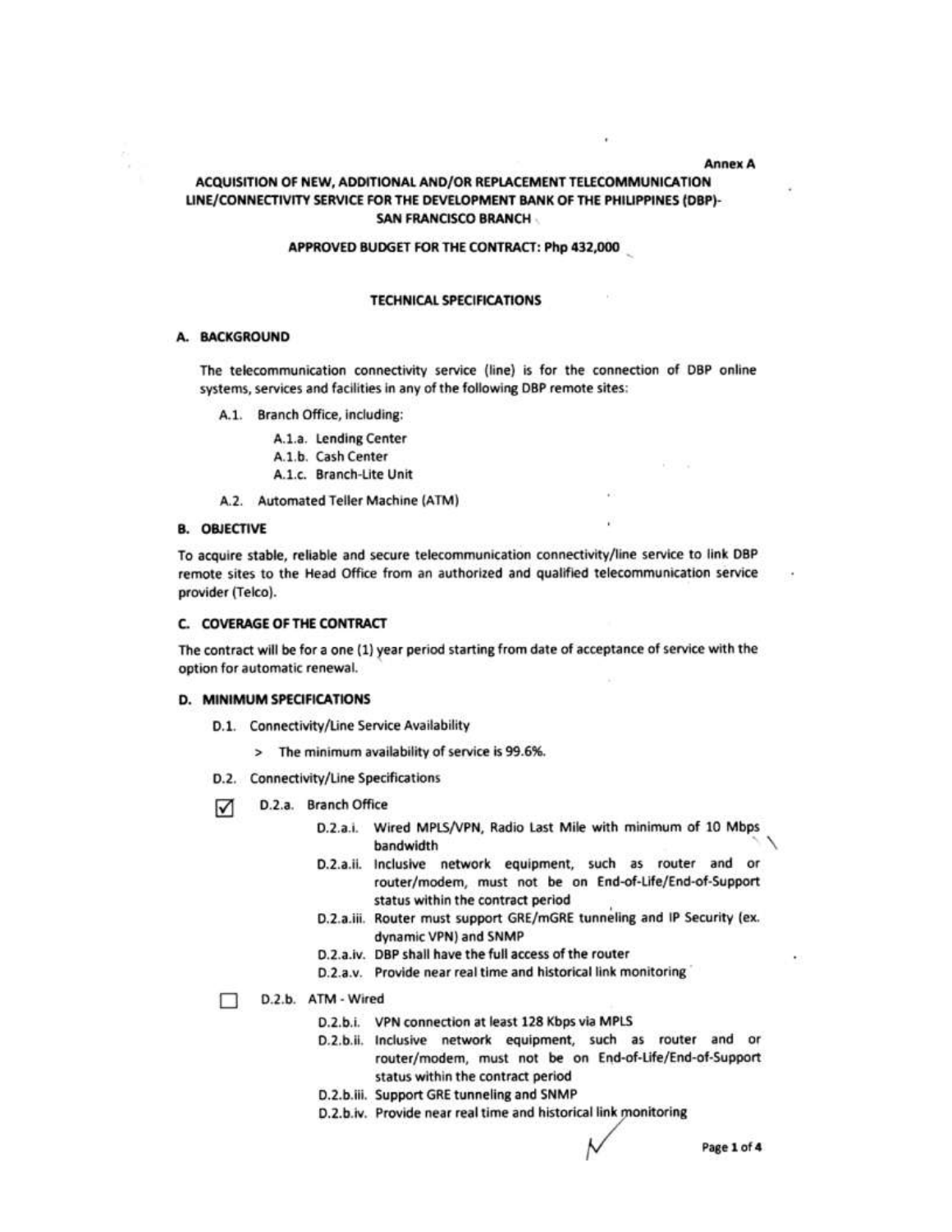**Annex A**

# ACQUISITION OF NEW, ADDITIONAL AND/OR REPLACEMENT TELECOMMUNICATION LINE/CONNECTIVITY SERVICE FOR THE DEVELOPMENT BANK OF THE PHILIPPINES (DBP)-SAN FRANCISCO BRANCH

**APPROVED BUDGET FOR THE CONTRACT: Php 432,000**

## TECHNICAL SPECIFICATIONS

### A. BACKGROUND

The telecommunication connectivity service (line) is for the connection of DBP online systems, services and facilities in any of the following DBP remote sites:

- A.1. Branch Office, including:
  - A.1.a. Lending Center
  - A.1.b. Cash Center
  - A.1.c. Branch-Lite Unit
- A.2. Automated Teller Machine (ATM)

### B. OBJECTIVE

To acquire stable, reliable and secure telecommunication connectivity/line service to link DBP remote sites to the Head Office from an authorized and qualified telecommunication service provider (Telco).

### C. COVERAGE OF THE CONTRACT

The contract will be for a one (1) year period starting from date of acceptance of service with the option for automatic renewal.

### D. MINIMUM SPECIFICATIONS

- D.1. Connectivity/Line Service Availability
  - > The minimum availability of service is 99.6%.
- D.2. Connectivity/Line Specifications
  - ☑ D.2.a. Branch Office
    - D.2.a.i. Wired MPLS/VPN, Radio Last Mile with minimum of 10 Mbps bandwidth
    - D.2.a.ii. Inclusive network equipment, such as router and or router/modem, must not be on End-of-Life/End-of-Support status within the contract period
    - D.2.a.iii. Router must support GRE/mGRE tunneling and IP Security (ex. dynamic VPN) and SNMP
    - D.2.a.iv. DBP shall have the full access of the router
    - D.2.a.v. Provide near real time and historical link monitoring
  - ☐ D.2.b. ATM - Wired
    - D.2.b.i. VPN connection at least 128 Kbps via MPLS
    - D.2.b.ii. Inclusive network equipment, such as router and or router/modem, must not be on End-of-Life/End-of-Support status within the contract period
    - D.2.b.iii. Support GRE tunneling and SNMP
    - D.2.b.iv. Provide near real time and historical link monitoring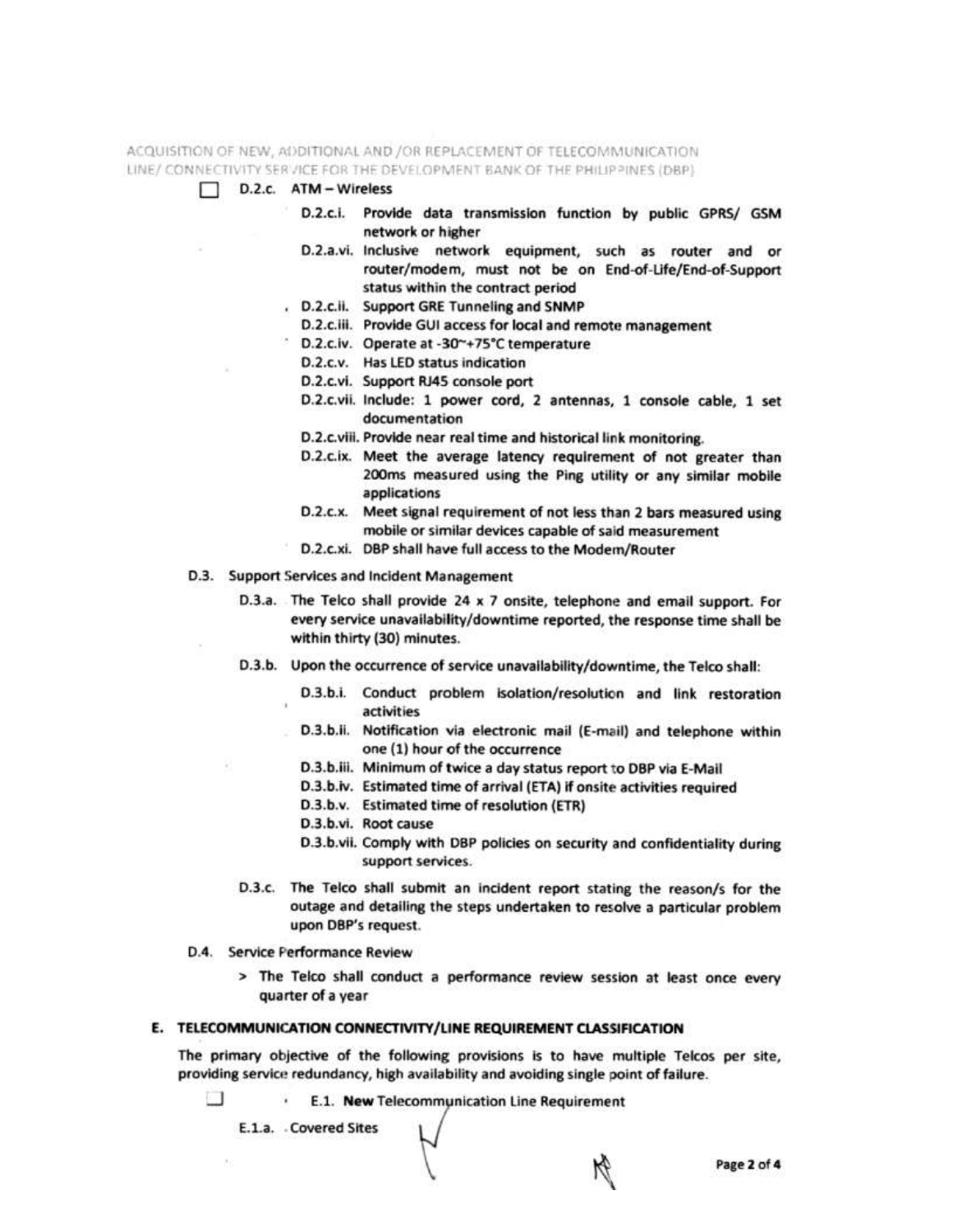☐ D.2.c. ATM – Wireless

- D.2.c.i. Provide data transmission function by public GPRS/ GSM network or higher
- D.2.a.vi. Inclusive network equipment, such as router and or router/modem, must not be on End-of-Life/End-of-Support status within the contract period
- D.2.c.ii. Support GRE Tunneling and SNMP
- D.2.c.iii. Provide GUI access for local and remote management
- D.2.c.iv. Operate at -30~+75°C temperature
- D.2.c.v. Has LED status indication
- D.2.c.vi. Support RJ45 console port
- D.2.c.vii. Include: 1 power cord, 2 antennas, 1 console cable, 1 set documentation
- D.2.c.viii. Provide near real time and historical link monitoring.
- D.2.c.ix. Meet the average latency requirement of not greater than 200ms measured using the Ping utility or any similar mobile applications
- D.2.c.x. Meet signal requirement of not less than 2 bars measured using mobile or similar devices capable of said measurement
- D.2.c.xi. DBP shall have full access to the Modem/Router

D.3. Support Services and Incident Management

D.3.a. The Telco shall provide 24 x 7 onsite, telephone and email support. For every service unavailability/downtime reported, the response time shall be within thirty (30) minutes.

D.3.b. Upon the occurrence of service unavailability/downtime, the Telco shall:

- D.3.b.i. Conduct problem isolation/resolution and link restoration activities
- D.3.b.ii. Notification via electronic mail (E-mail) and telephone within one (1) hour of the occurrence
- D.3.b.iii. Minimum of twice a day status report to DBP via E-Mail
- D.3.b.iv. Estimated time of arrival (ETA) if onsite activities required
- D.3.b.v. Estimated time of resolution (ETR)
- D.3.b.vi. Root cause
- D.3.b.vii. Comply with DBP policies on security and confidentiality during support services.

D.3.c. The Telco shall submit an incident report stating the reason/s for the outage and detailing the steps undertaken to resolve a particular problem upon DBP's request.

D.4. Service Performance Review

> The Telco shall conduct a performance review session at least once every quarter of a year

## E. TELECOMMUNICATION CONNECTIVITY/LINE REQUIREMENT CLASSIFICATION

The primary objective of the following provisions is to have multiple Telcos per site, providing service redundancy, high availability and avoiding single point of failure.

☐ E.1. **New** Telecommunication Line Requirement

E.1.a. Covered Sites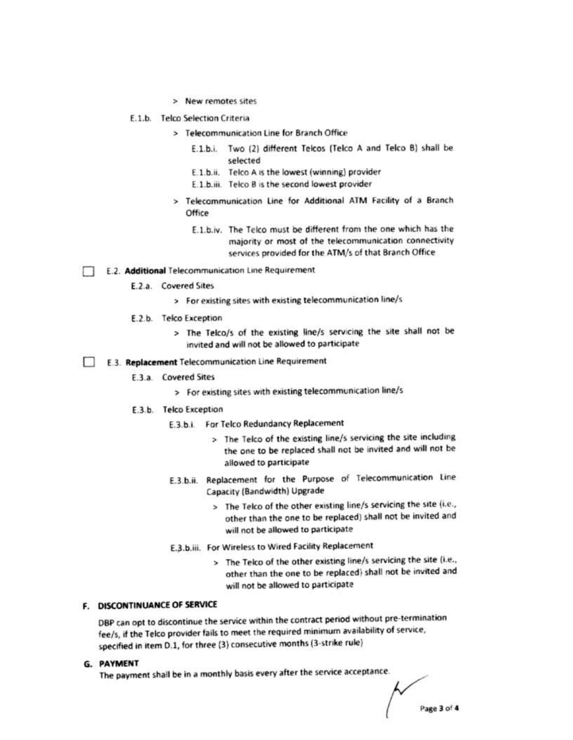> New remotes sites

E.1.b. Telco Selection Criteria

> Telecommunication Line for Branch Office

E.1.b.i. Two (2) different Telcos (Telco A and Telco B) shall be selected

E.1.b.ii. Telco A is the lowest (winning) provider

E.1.b.iii. Telco B is the second lowest provider

> Telecommunication Line for Additional ATM Facility of a Branch Office

E.1.b.iv. The Telco must be different from the one which has the majority or most of the telecommunication connectivity services provided for the ATM/s of that Branch Office

☐ E.2. **Additional** Telecommunication Line Requirement

E.2.a. Covered Sites

> For existing sites with existing telecommunication line/s

E.2.b. Telco Exception

> The Telco/s of the existing line/s servicing the site shall not be invited and will not be allowed to participate

☐ E.3. **Replacement** Telecommunication Line Requirement

E.3.a. Covered Sites

> For existing sites with existing telecommunication line/s

E.3.b. Telco Exception

E.3.b.i. For Telco Redundancy Replacement

> The Telco of the existing line/s servicing the site including the one to be replaced shall not be invited and will not be allowed to participate

E.3.b.ii. Replacement for the Purpose of Telecommunication Line Capacity (Bandwidth) Upgrade

> The Telco of the other existing line/s servicing the site (i.e., other than the one to be replaced) shall not be invited and will not be allowed to participate

E.3.b.iii. For Wireless to Wired Facility Replacement

> The Telco of the other existing line/s servicing the site (i.e., other than the one to be replaced) shall not be invited and will not be allowed to participate

## F. DISCONTINUANCE OF SERVICE

DBP can opt to discontinue the service within the contract period without pre-termination fee/s, if the Telco provider fails to meet the required minimum availability of service, specified in item D.1, for three (3) consecutive months (3-strike rule)

## G. PAYMENT

The payment shall be in a monthly basis every after the service acceptance.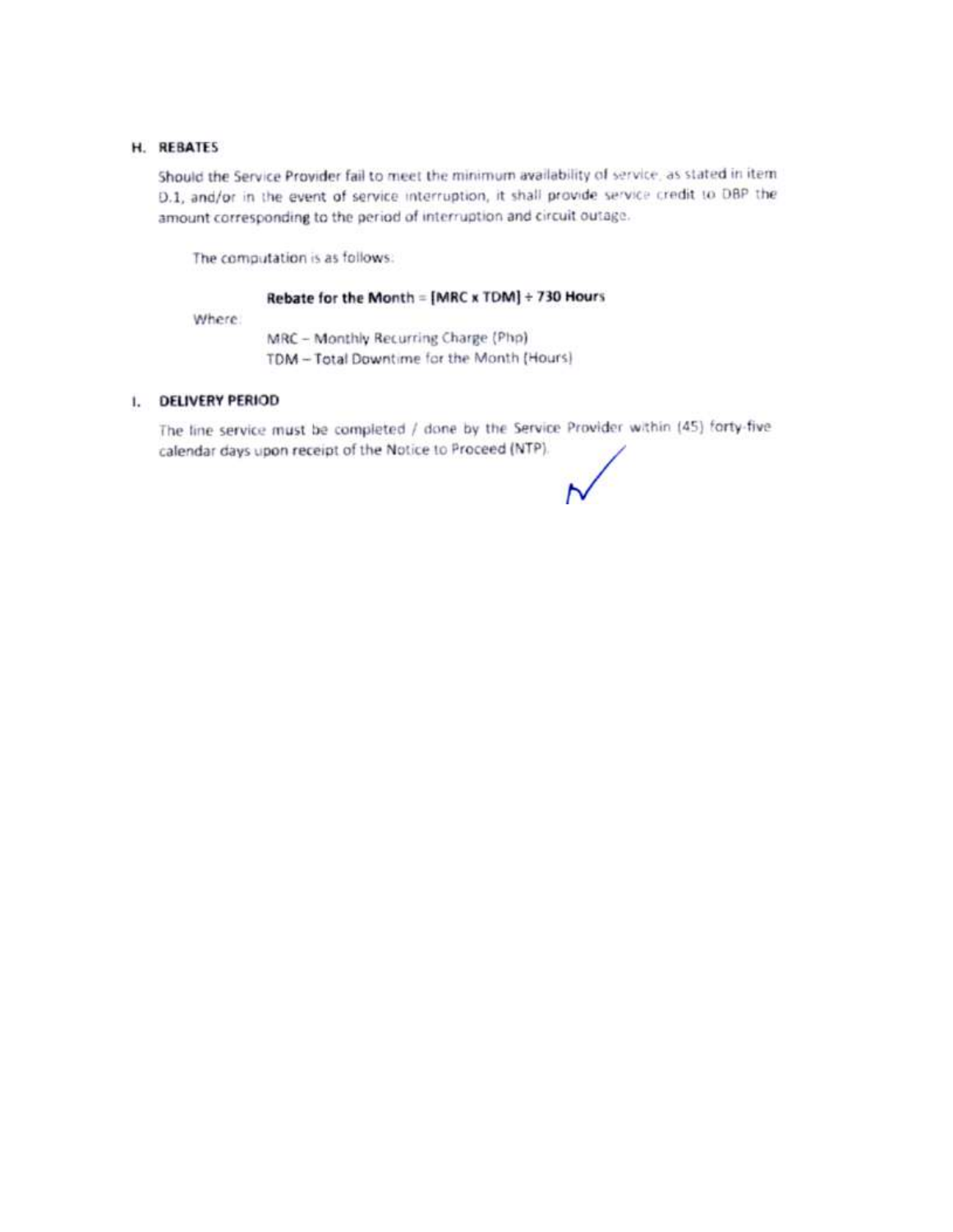## H. REBATES

Should the Service Provider fail to meet the minimum availability of service, as stated in item D.1, and/or in the event of service interruption, it shall provide service credit to DBP the amount corresponding to the period of interruption and circuit outage.

The computation is as follows:

**Rebate for the Month = [MRC x TDM] ÷ 730 Hours**

Where:

MRC – Monthly Recurring Charge (Php)
TDM – Total Downtime for the Month (Hours)

## I. DELIVERY PERIOD

The line service must be completed / done by the Service Provider within (45) forty-five calendar days upon receipt of the Notice to Proceed (NTP).